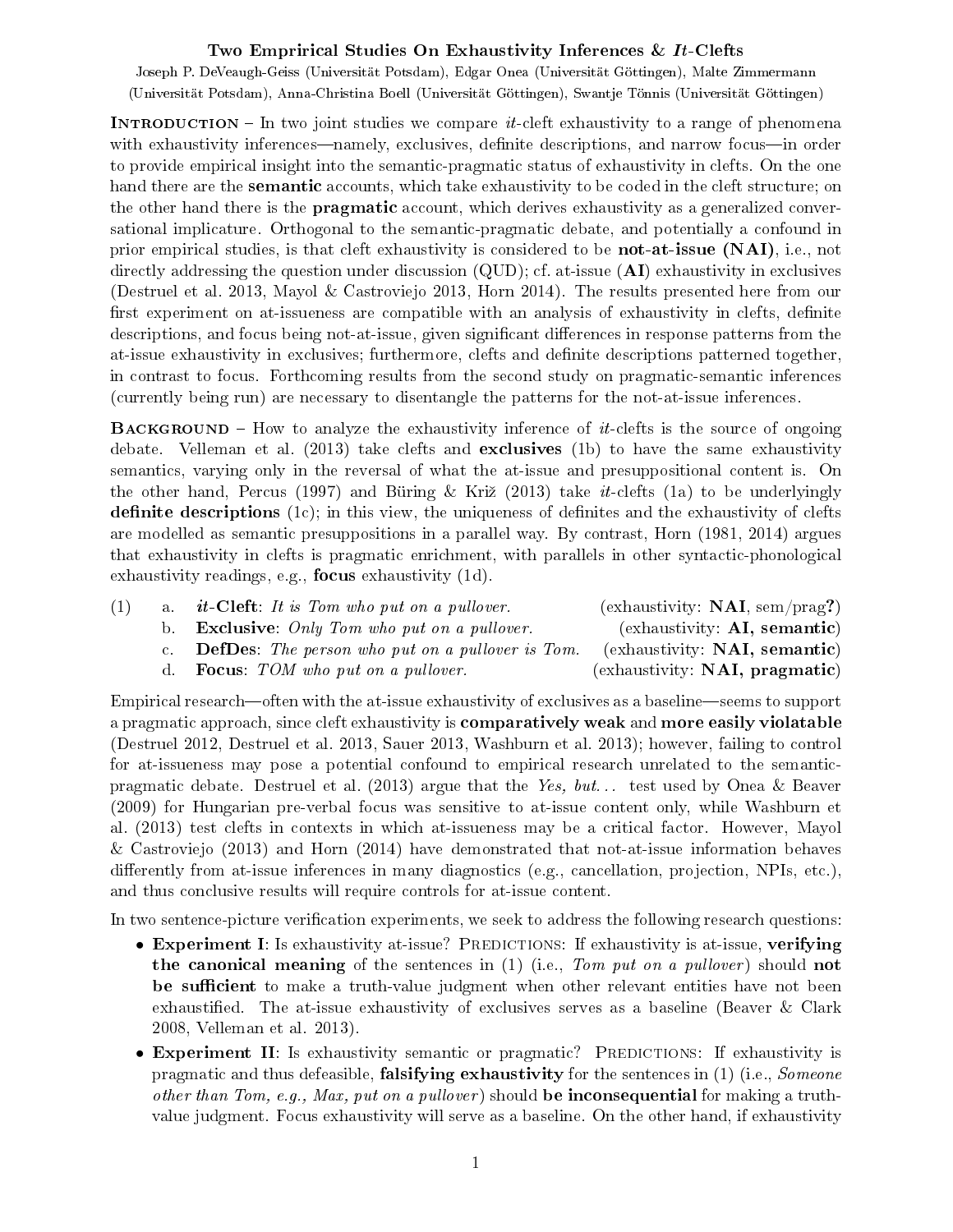# Two Emprirical Studies On Exhaustivity Inferences & *It*-Clefts

Joseph P. DeVeaugh-Geiss (Universität Potsdam), Edgar Onea (Universität Göttingen), Malte Zimmermann (Universität Potsdam), Anna-Christina Boell (Universität Göttingen), Swantje Tönnis (Universität Göttingen)

**Introduction** – In two joint studies we compare *it*-cleft exhaustivity to a range of phenomena with exhaustivity inferences—namely, exclusives, definite descriptions, and narrow focus—in order to provide empirical insight into the semantic-pragmatic status of exhaustivity in clefts. On the one hand there are the **semantic** accounts, which take exhaustivity to be coded in the cleft structure; on the other hand there is the **pragmatic** account, which derives exhaustivity as a generalized conversational implicature. Orthogonal to the semantic-pragmatic debate, and potentially a confound in prior empirical studies, is that cleft exhaustivity is considered to be **not-at-issue (NAI)**, i.e., not directly addressing the question under discussion (QUD); cf. at-issue (**AI**) exhaustivity in exclusives (Destruel et al. 2013, Mayol & Castroviejo 2013, Horn 2014). The results presented here from our first experiment on at-issueness are compatible with an analysis of exhaustivity in clefts, definite descriptions, and focus being not-at-issue, given significant differences in response patterns from the at-issue exhaustivity in exclusives; furthermore, clefts and definite descriptions patterned together, in contrast to focus. Forthcoming results from the second study on pragmatic-semantic inferences (currently being run) are necessary to disentangle the patterns for the not-at-issue inferences.

**Background** – How to analyze the exhaustivity inference of *it*-clefts is the source of ongoing debate. Velleman et al. (2013) take clefts and **exclusives** (1b) to have the same exhaustivity semantics, varying only in the reversal of what the at-issue and presuppositional content is. On the other hand, Percus (1997) and Büring & Križ (2013) take *it*-clefts (1a) to be underlyingly **definite descriptions** (1c); in this view, the uniqueness of definites and the exhaustivity of clefts are modelled as semantic presuppositions in a parallel way. By contrast, Horn (1981, 2014) argues that exhaustivity in clefts is pragmatic enrichment, with parallels in other syntactic-phonological exhaustivity readings, e.g., **focus** exhaustivity (1d).

(1)
- a. ***it*-Cleft**: *It is Tom who put on a pullover.* (exhaustivity: **NAI**, sem/prag**?**)
- b. **Exclusive**: *Only Tom who put on a pullover.* (exhaustivity: **AI, semantic**)
- c. **DefDes**: *The person who put on a pullover is Tom.* (exhaustivity: **NAI, semantic**)
- d. **Focus**: *TOM who put on a pullover.* (exhaustivity: **NAI, pragmatic**)

Empirical research—often with the at-issue exhaustivity of exclusives as a baseline—seems to support a pragmatic approach, since cleft exhaustivity is **comparatively weak** and **more easily violatable** (Destruel 2012, Destruel et al. 2013, Sauer 2013, Washburn et al. 2013); however, failing to control for at-issueness may pose a potential confound to empirical research unrelated to the semantic-pragmatic debate. Destruel et al. (2013) argue that the *Yes, but...* test used by Onea & Beaver (2009) for Hungarian pre-verbal focus was sensitive to at-issue content only, while Washburn et al. (2013) test clefts in contexts in which at-issueness may be a critical factor. However, Mayol & Castroviejo (2013) and Horn (2014) have demonstrated that not-at-issue information behaves differently from at-issue inferences in many diagnostics (e.g., cancellation, projection, NPIs, etc.), and thus conclusive results will require controls for at-issue content.

In two sentence-picture verification experiments, we seek to address the following research questions:

- **Experiment I**: Is exhaustivity at-issue? Predictions: If exhaustivity is at-issue, **verifying the canonical meaning** of the sentences in (1) (i.e., *Tom put on a pullover*) should **not be sufficient** to make a truth-value judgment when other relevant entities have not been exhaustified. The at-issue exhaustivity of exclusives serves as a baseline (Beaver & Clark 2008, Velleman et al. 2013).
- **Experiment II**: Is exhaustivity semantic or pragmatic? Predictions: If exhaustivity is pragmatic and thus defeasible, **falsifying exhaustivity** for the sentences in (1) (i.e., *Someone other than Tom, e.g., Max, put on a pullover*) should **be inconsequential** for making a truth-value judgment. Focus exhaustivity will serve as a baseline. On the other hand, if exhaustivity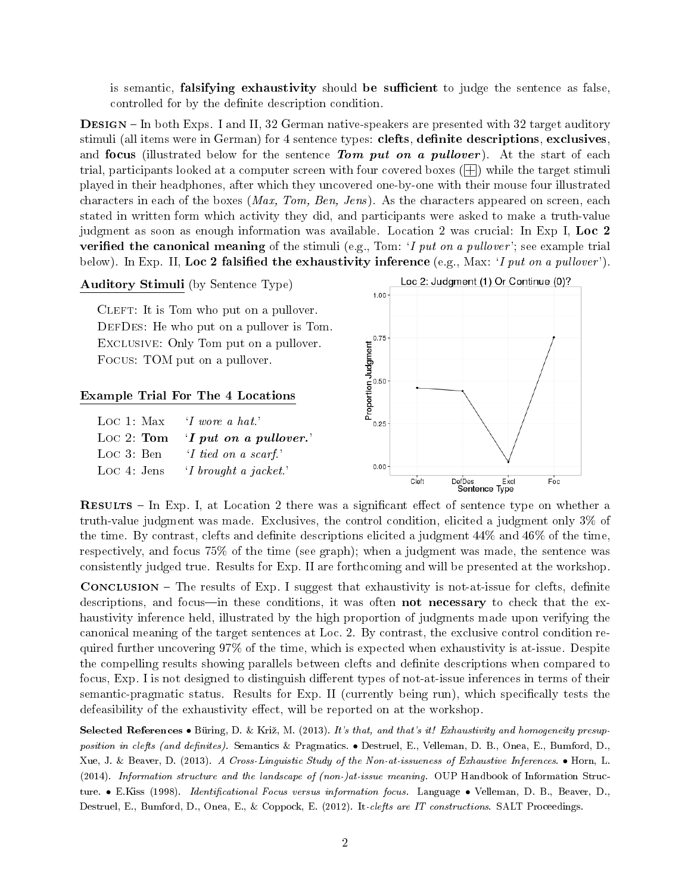is semantic, **falsifying exhaustivity** should **be sufficient** to judge the sentence as false, controlled for by the definite description condition.

**Design** – In both Exps. I and II, 32 German native-speakers are presented with 32 target auditory stimuli (all items were in German) for 4 sentence types: **clefts**, **definite descriptions**, **exclusives**, and **focus** (illustrated below for the sentence ***Tom put on a pullover***). At the start of each trial, participants looked at a computer screen with four covered boxes (⊞) while the target stimuli played in their headphones, after which they uncovered one-by-one with their mouse four illustrated characters in each of the boxes (*Max, Tom, Ben, Jens*). As the characters appeared on screen, each stated in written form which activity they did, and participants were asked to make a truth-value judgment as soon as enough information was available. Location 2 was crucial: In Exp I, **Loc 2 verified the canonical meaning** of the stimuli (e.g., Tom: '*I put on a pullover*'; see example trial below). In Exp. II, **Loc 2 falsified the exhaustivity inference** (e.g., Max: '*I put on a pullover*').

**Auditory Stimuli** (by Sentence Type)

Cleft: It is Tom who put on a pullover.
DefDes: He who put on a pullover is Tom.
Exclusive: Only Tom put on a pullover.
Focus: TOM put on a pullover.

**Example Trial For The 4 Locations**

| | | |
|---|---|---|
| Loc 1: | Max | '*I wore a hat.*' |
| Loc 2: | **Tom** | '***I put on a pullover.***' |
| Loc 3: | Ben | '*I tied on a scarf.*' |
| Loc 4: | Jens | '*I brought a jacket.*' |

Loc 2: Judgment (1) Or Continue (0)?
Proportion Judgment
1.00
0.75
0.50
0.25
0.00
Cleft DefDes Excl Foc
Sentence Type

**Results** – In Exp. I, at Location 2 there was a significant effect of sentence type on whether a truth-value judgment was made. Exclusives, the control condition, elicited a judgment only 3% of the time. By contrast, clefts and definite descriptions elicited a judgment 44% and 46% of the time, respectively, and focus 75% of the time (see graph); when a judgment was made, the sentence was consistently judged true. Results for Exp. II are forthcoming and will be presented at the workshop.

**Conclusion** – The results of Exp. I suggest that exhaustivity is not-at-issue for clefts, definite descriptions, and focus—in these conditions, it was often **not necessary** to check that the exhaustivity inference held, illustrated by the high proportion of judgments made upon verifying the canonical meaning of the target sentences at Loc. 2. By contrast, the exclusive control condition required further uncovering 97% of the time, which is expected when exhaustivity is at-issue. Despite the compelling results showing parallels between clefts and definite descriptions when compared to focus, Exp. I is not designed to distinguish different types of not-at-issue inferences in terms of their semantic-pragmatic status. Results for Exp. II (currently being run), which specifically tests the defeasibility of the exhaustivity effect, will be reported on at the workshop.

**Selected References** • Büring, D. & Križ, M. (2013). *It's that, and that's it! Exhaustivity and homogeneity presupposition in clefts (and definites).* Semantics & Pragmatics. • Destruel, E., Velleman, D. B., Onea, E., Bumford, D., Xue, J. & Beaver, D. (2013). *A Cross-Linguistic Study of the Non-at-issueness of Exhaustive Inferences.* • Horn, L. (2014). *Information structure and the landscape of (non-)at-issue meaning.* OUP Handbook of Information Structure. • E.Kiss (1998). *Identificational Focus versus information focus.* Language • Velleman, D. B., Beaver, D., Destruel, E., Bumford, D., Onea, E., & Coppock, E. (2012). *It-clefts are IT constructions.* SALT Proceedings.